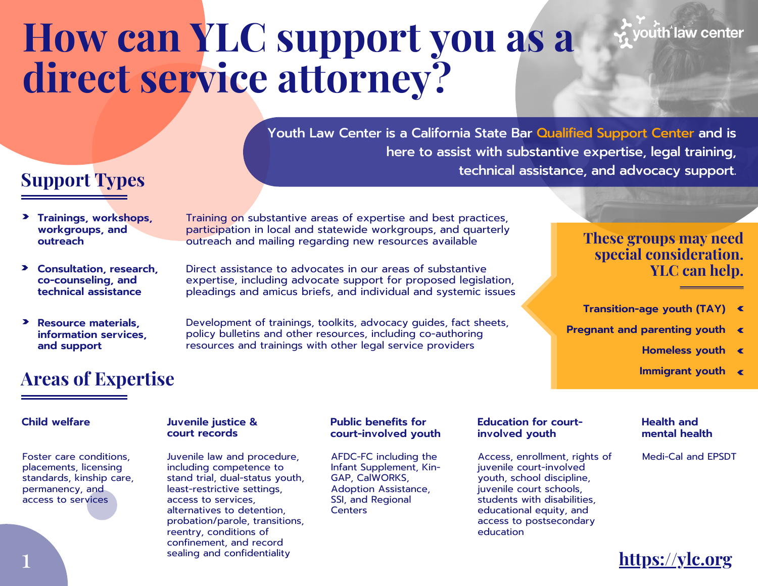# How can YLC support you as a direct service attorney?

youth law center

**Youth Law Center is a California State Bar Qualified Support Center and is here to assist with substantive expertise, legal training, technical assistance, and advocacy support.**

## Support Types

- **Trainings, workshops, workgroups, and outreach**

  Training on substantive areas of expertise and best practices, participation in local and statewide workgroups, and quarterly outreach and mailing regarding new resources available

- **Consultation, research, co-counseling, and technical assistance**

  Direct assistance to advocates in our areas of substantive expertise, including advocate support for proposed legislation, pleadings and amicus briefs, and individual and systemic issues

- **Resource materials, information services, and support**

  Development of trainings, toolkits, advocacy guides, fact sheets, policy bulletins and other resources, including co-authoring resources and trainings with other legal service providers

### These groups may need special consideration. YLC can help.

- Transition-age youth (TAY)
- Pregnant and parenting youth
- Homeless youth
- Immigrant youth

## Areas of Expertise

**Child welfare**

Foster care conditions, placements, licensing standards, kinship care, permanency, and access to services

**Juvenile justice & court records**

Juvenile law and procedure, including competence to stand trial, dual-status youth, least-restrictive settings, access to services, alternatives to detention, probation/parole, transitions, reentry, conditions of confinement, and record sealing and confidentiality

**Public benefits for court-involved youth**

AFDC-FC including the Infant Supplement, Kin-GAP, CalWORKS, Adoption Assistance, SSI, and Regional Centers

**Education for court-involved youth**

Access, enrollment, rights of juvenile court-involved youth, school discipline, juvenile court schools, students with disabilities, educational equity, and access to postsecondary education

**Health and mental health**

Medi-Cal and EPSDT

https://ylc.org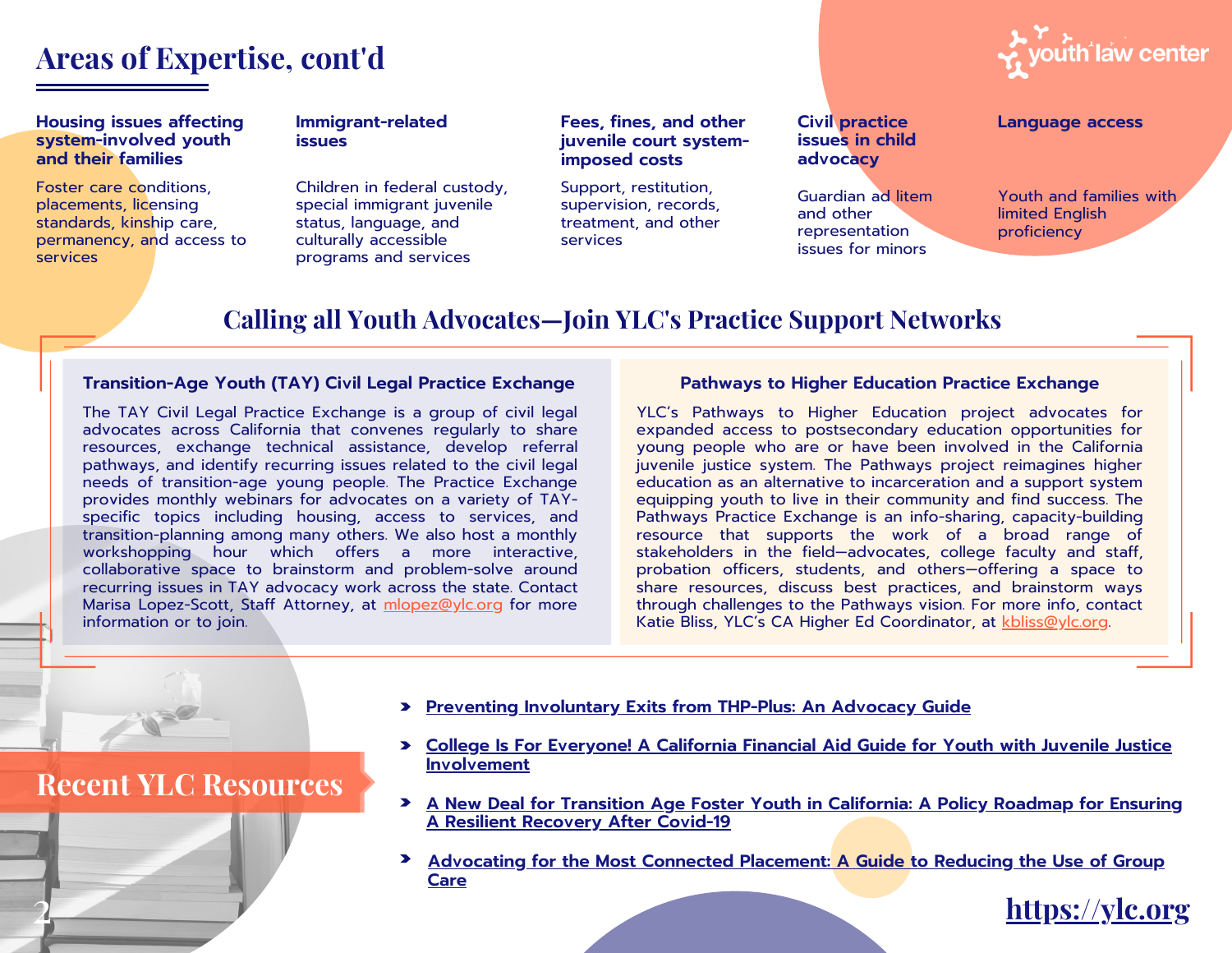# Areas of Expertise, cont'd

**Housing issues affecting system-involved youth and their families**

Foster care conditions, placements, licensing standards, kinship care, permanency, and access to services

**Immigrant-related issues**

Children in federal custody, special immigrant juvenile status, language, and culturally accessible programs and services

**Fees, fines, and other juvenile court system-imposed costs**

Support, restitution, supervision, records, treatment, and other services

**Civil practice issues in child advocacy**

Guardian ad litem and other representation issues for minors

**Language access**

Youth and families with limited English proficiency

## Calling all Youth Advocates—Join YLC's Practice Support Networks

### Transition-Age Youth (TAY) Civil Legal Practice Exchange

The TAY Civil Legal Practice Exchange is a group of civil legal advocates across California that convenes regularly to share resources, exchange technical assistance, develop referral pathways, and identify recurring issues related to the civil legal needs of transition-age young people. The Practice Exchange provides monthly webinars for advocates on a variety of TAY-specific topics including housing, access to services, and transition-planning among many others. We also host a monthly workshopping hour which offers a more interactive, collaborative space to brainstorm and problem-solve around recurring issues in TAY advocacy work across the state. Contact Marisa Lopez-Scott, Staff Attorney, at mlopez@ylc.org for more information or to join.

### Pathways to Higher Education Practice Exchange

YLC's Pathways to Higher Education project advocates for expanded access to postsecondary education opportunities for young people who are or have been involved in the California juvenile justice system. The Pathways project reimagines higher education as an alternative to incarceration and a support system equipping youth to live in their community and find success. The Pathways Practice Exchange is an info-sharing, capacity-building resource that supports the work of a broad range of stakeholders in the field—advocates, college faculty and staff, probation officers, students, and others—offering a space to share resources, discuss best practices, and brainstorm ways through challenges to the Pathways vision. For more info, contact Katie Bliss, YLC's CA Higher Ed Coordinator, at kbliss@ylc.org.

## Recent YLC Resources

- Preventing Involuntary Exits from THP-Plus: An Advocacy Guide
- College Is For Everyone! A California Financial Aid Guide for Youth with Juvenile Justice Involvement
- A New Deal for Transition Age Foster Youth in California: A Policy Roadmap for Ensuring A Resilient Recovery After Covid-19
- Advocating for the Most Connected Placement: A Guide to Reducing the Use of Group Care

https://ylc.org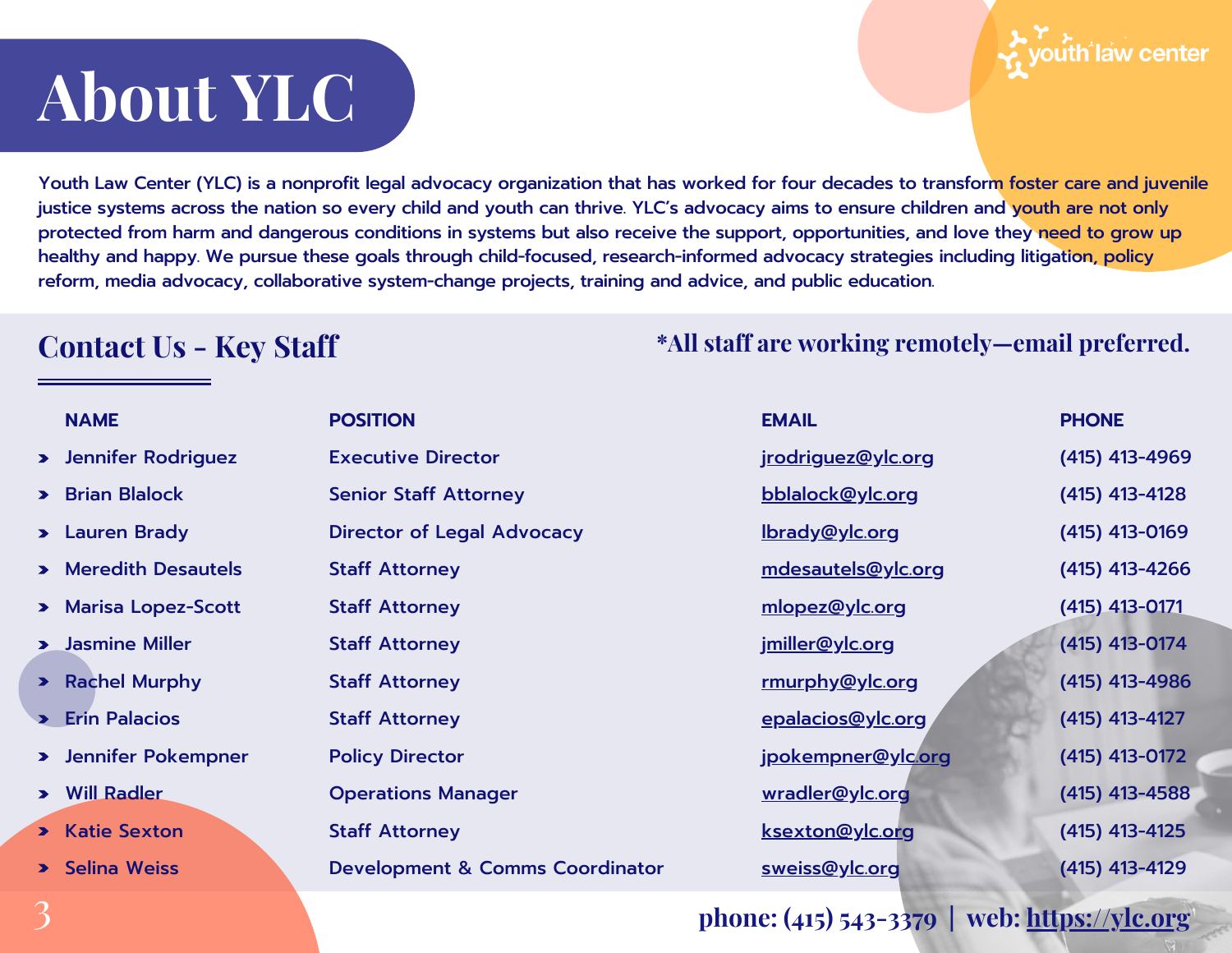# About YLC

youth law center

Youth Law Center (YLC) is a nonprofit legal advocacy organization that has worked for four decades to transform foster care and juvenile justice systems across the nation so every child and youth can thrive. YLC's advocacy aims to ensure children and youth are not only protected from harm and dangerous conditions in systems but also receive the support, opportunities, and love they need to grow up healthy and happy. We pursue these goals through child-focused, research-informed advocacy strategies including litigation, policy reform, media advocacy, collaborative system-change projects, training and advice, and public education.

## Contact Us - Key Staff

**\*All staff are working remotely—email preferred.**

| NAME | POSITION | EMAIL | PHONE |
|---|---|---|---|
| Jennifer Rodriguez | Executive Director | jrodriguez@ylc.org | (415) 413-4969 |
| Brian Blalock | Senior Staff Attorney | bblalock@ylc.org | (415) 413-4128 |
| Lauren Brady | Director of Legal Advocacy | lbrady@ylc.org | (415) 413-0169 |
| Meredith Desautels | Staff Attorney | mdesautels@ylc.org | (415) 413-4266 |
| Marisa Lopez-Scott | Staff Attorney | mlopez@ylc.org | (415) 413-0171 |
| Jasmine Miller | Staff Attorney | jmiller@ylc.org | (415) 413-0174 |
| Rachel Murphy | Staff Attorney | rmurphy@ylc.org | (415) 413-4986 |
| Erin Palacios | Staff Attorney | epalacios@ylc.org | (415) 413-4127 |
| Jennifer Pokempner | Policy Director | jpokempner@ylc.org | (415) 413-0172 |
| Will Radler | Operations Manager | wradler@ylc.org | (415) 413-4588 |
| Katie Sexton | Staff Attorney | ksexton@ylc.org | (415) 413-4125 |
| Selina Weiss | Development & Comms Coordinator | sweiss@ylc.org | (415) 413-4129 |

**phone: (415) 543-3379 | web: https://ylc.org**